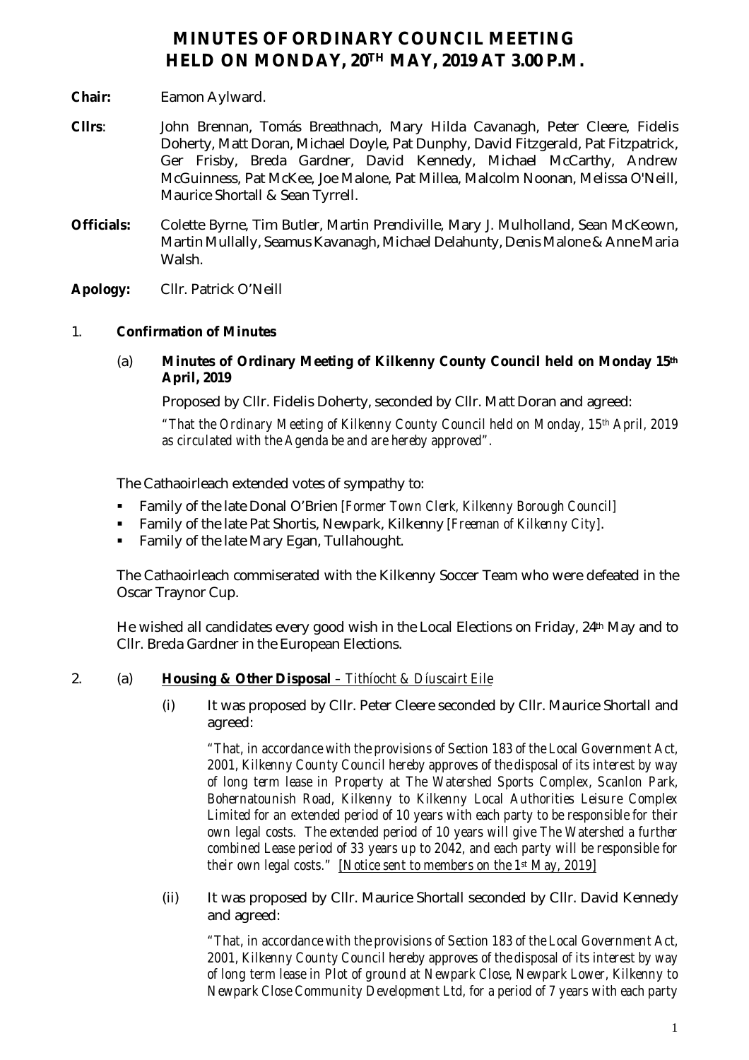# MINUTES OF ORDINARY COUNCIL MEETING HELD ON MONDAY, 20TH MAY, 2019 AT 3.00 P.M.

**Chair:** Eamon Aylward.

**Cllrs**: John Brennan, Tomás Breathnach, Mary Hilda Cavanagh, Peter Cleere, Fidelis Doherty, Matt Doran, Michael Doyle, Pat Dunphy, David Fitzgerald, Pat Fitzpatrick, Ger Frisby, Breda Gardner, David Kennedy, Michael McCarthy, Andrew McGuinness, Pat McKee, Joe Malone, Pat Millea, Malcolm Noonan, Melissa O'Neill, Maurice Shortall & Sean Tyrrell.

**Officials:** Colette Byrne, Tim Butler, Martin Prendiville, Mary J. Mulholland, Sean McKeown, Martin Mullally, Seamus Kavanagh, Michael Delahunty, Denis Malone & Anne Maria Walsh.

**Apology:** Cllr. Patrick O'Neill

1. **Confirmation of Minutes**

   (a) **Minutes of Ordinary Meeting of Kilkenny County Council held on Monday 15th April, 2019**

   Proposed by Cllr. Fidelis Doherty, seconded by Cllr. Matt Doran and agreed:

   *"That the Ordinary Meeting of Kilkenny County Council held on Monday, 15th April, 2019 as circulated with the Agenda be and are hereby approved".*

The Cathaoirleach extended votes of sympathy to:

- Family of the late Donal O'Brien *[Former Town Clerk, Kilkenny Borough Council]*
- Family of the late Pat Shortis, Newpark, Kilkenny *[Freeman of Kilkenny City]*.
- Family of the late Mary Egan, Tullahought.

The Cathaoirleach commiserated with the Kilkenny Soccer Team who were defeated in the Oscar Traynor Cup.

He wished all candidates every good wish in the Local Elections on Friday, 24th May and to Cllr. Breda Gardner in the European Elections.

2. (a) **Housing & Other Disposal** – *Tithíocht & Díuscairt Eile*

   (i) It was proposed by Cllr. Peter Cleere seconded by Cllr. Maurice Shortall and agreed:

   *"That, in accordance with the provisions of Section 183 of the Local Government Act, 2001, Kilkenny County Council hereby approves of the disposal of its interest by way of long term lease in Property at The Watershed Sports Complex, Scanlon Park, Bohernatounish Road, Kilkenny to Kilkenny Local Authorities Leisure Complex Limited for an extended period of 10 years with each party to be responsible for their own legal costs. The extended period of 10 years will give The Watershed a further combined Lease period of 33 years up to 2042, and each party will be responsible for their own legal costs."* *[Notice sent to members on the 1st May, 2019]*

   (ii) It was proposed by Cllr. Maurice Shortall seconded by Cllr. David Kennedy and agreed:

   *"That, in accordance with the provisions of Section 183 of the Local Government Act, 2001, Kilkenny County Council hereby approves of the disposal of its interest by way of long term lease in Plot of ground at Newpark Close, Newpark Lower, Kilkenny to Newpark Close Community Development Ltd, for a period of 7 years with each party*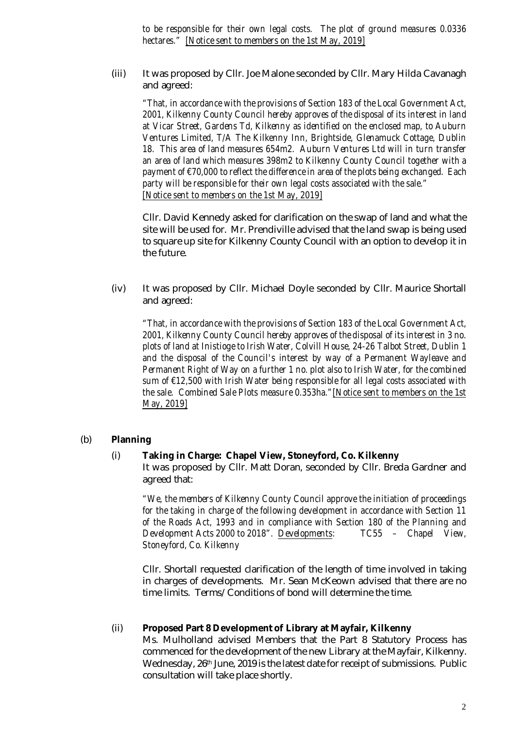*to be responsible for their own legal costs. The plot of ground measures 0.0336 hectares."* [Notice sent to members on the 1st May, 2019]

(iii) It was proposed by Cllr. Joe Malone seconded by Cllr. Mary Hilda Cavanagh and agreed:

*"That, in accordance with the provisions of Section 183 of the Local Government Act, 2001, Kilkenny County Council hereby approves of the disposal of its interest in land at Vicar Street, Gardens Td, Kilkenny as identified on the enclosed map, to Auburn Ventures Limited, T/A The Kilkenny Inn, Brightside, Glenamuck Cottage, Dublin 18. This area of land measures 654m2. Auburn Ventures Ltd will in turn transfer an area of land which measures 398m2 to Kilkenny County Council together with a payment of €70,000 to reflect the difference in area of the plots being exchanged. Each party will be responsible for their own legal costs associated with the sale."* [Notice sent to members on the 1st May, 2019]

Cllr. David Kennedy asked for clarification on the swap of land and what the site will be used for. Mr. Prendiville advised that the land swap is being used to square up site for Kilkenny County Council with an option to develop it in the future.

(iv) It was proposed by Cllr. Michael Doyle seconded by Cllr. Maurice Shortall and agreed:

*"That, in accordance with the provisions of Section 183 of the Local Government Act, 2001, Kilkenny County Council hereby approves of the disposal of its interest in 3 no. plots of land at Inistioge to Irish Water, Colvill House, 24-26 Talbot Street, Dublin 1 and the disposal of the Council's interest by way of a Permanent Wayleave and Permanent Right of Way on a further 1 no. plot also to Irish Water, for the combined sum of €12,500 with Irish Water being responsible for all legal costs associated with the sale. Combined Sale Plots measure 0.353ha."* [Notice sent to members on the 1st May, 2019]

(b) **Planning**

(i) **Taking in Charge: Chapel View, Stoneyford, Co. Kilkenny**
It was proposed by Cllr. Matt Doran, seconded by Cllr. Breda Gardner and agreed that:

*"We, the members of Kilkenny County Council approve the initiation of proceedings for the taking in charge of the following development in accordance with Section 11 of the Roads Act, 1993 and in compliance with Section 180 of the Planning and Development Acts 2000 to 2018". Developments: TC55 – Chapel View, Stoneyford, Co. Kilkenny*

Cllr. Shortall requested clarification of the length of time involved in taking in charges of developments. Mr. Sean McKeown advised that there are no time limits. Terms/Conditions of bond will determine the time.

(ii) **Proposed Part 8 Development of Library at Mayfair, Kilkenny**
Ms. Mulholland advised Members that the Part 8 Statutory Process has commenced for the development of the new Library at the Mayfair, Kilkenny. Wednesday, 26th June, 2019 is the latest date for receipt of submissions. Public consultation will take place shortly.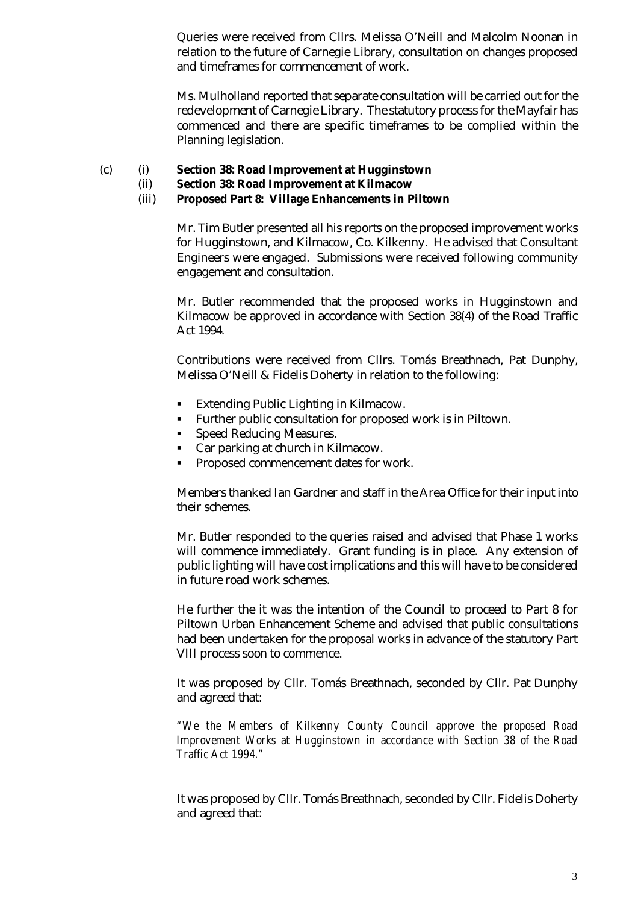Queries were received from Cllrs. Melissa O'Neill and Malcolm Noonan in relation to the future of Carnegie Library, consultation on changes proposed and timeframes for commencement of work.

Ms. Mulholland reported that separate consultation will be carried out for the redevelopment of Carnegie Library. The statutory process for the Mayfair has commenced and there are specific timeframes to be complied within the Planning legislation.

(c) (i) **Section 38: Road Improvement at Hugginstown**
(ii) **Section 38: Road Improvement at Kilmacow**
(iii) **Proposed Part 8: Village Enhancements in Piltown**

Mr. Tim Butler presented all his reports on the proposed improvement works for Hugginstown, and Kilmacow, Co. Kilkenny. He advised that Consultant Engineers were engaged. Submissions were received following community engagement and consultation.

Mr. Butler recommended that the proposed works in Hugginstown and Kilmacow be approved in accordance with Section 38(4) of the Road Traffic Act 1994.

Contributions were received from Cllrs. Tomás Breathnach, Pat Dunphy, Melissa O'Neill & Fidelis Doherty in relation to the following:

- Extending Public Lighting in Kilmacow.
- Further public consultation for proposed work is in Piltown.
- Speed Reducing Measures.
- Car parking at church in Kilmacow.
- Proposed commencement dates for work.

Members thanked Ian Gardner and staff in the Area Office for their input into their schemes.

Mr. Butler responded to the queries raised and advised that Phase 1 works will commence immediately. Grant funding is in place. Any extension of public lighting will have cost implications and this will have to be considered in future road work schemes.

He further the it was the intention of the Council to proceed to Part 8 for Piltown Urban Enhancement Scheme and advised that public consultations had been undertaken for the proposal works in advance of the statutory Part VIII process soon to commence.

It was proposed by Cllr. Tomás Breathnach, seconded by Cllr. Pat Dunphy and agreed that:

*"We the Members of Kilkenny County Council approve the proposed Road Improvement Works at Hugginstown in accordance with Section 38 of the Road Traffic Act 1994."*

It was proposed by Cllr. Tomás Breathnach, seconded by Cllr. Fidelis Doherty and agreed that: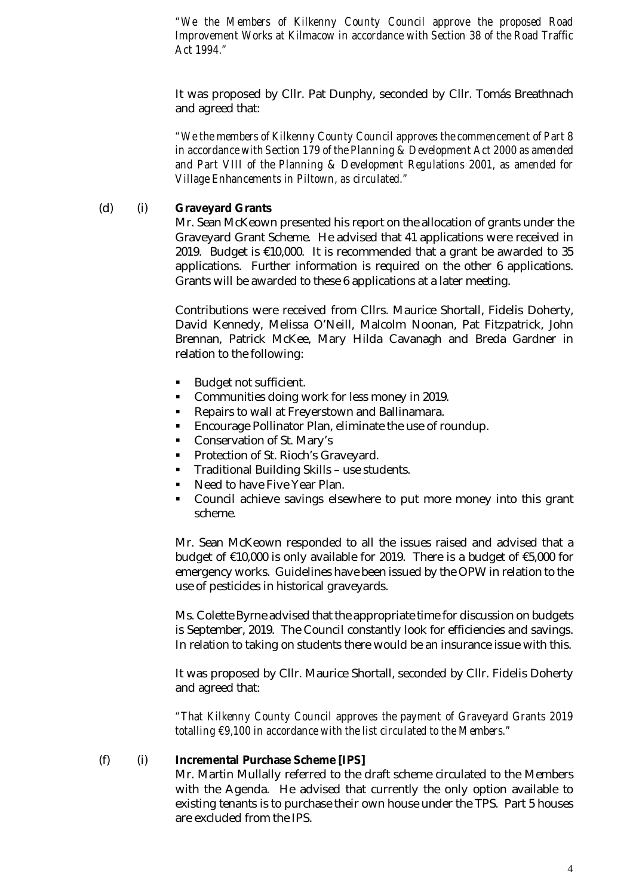*"We the Members of Kilkenny County Council approve the proposed Road Improvement Works at Kilmacow in accordance with Section 38 of the Road Traffic Act 1994."*

It was proposed by Cllr. Pat Dunphy, seconded by Cllr. Tomás Breathnach and agreed that:

*"We the members of Kilkenny County Council approves the commencement of Part 8 in accordance with Section 179 of the Planning & Development Act 2000 as amended and Part VIII of the Planning & Development Regulations 2001, as amended for Village Enhancements in Piltown, as circulated."*

(d) (i) **Graveyard Grants**

Mr. Sean McKeown presented his report on the allocation of grants under the Graveyard Grant Scheme. He advised that 41 applications were received in 2019. Budget is €10,000. It is recommended that a grant be awarded to 35 applications. Further information is required on the other 6 applications. Grants will be awarded to these 6 applications at a later meeting.

Contributions were received from Cllrs. Maurice Shortall, Fidelis Doherty, David Kennedy, Melissa O'Neill, Malcolm Noonan, Pat Fitzpatrick, John Brennan, Patrick McKee, Mary Hilda Cavanagh and Breda Gardner in relation to the following:

- Budget not sufficient.
- Communities doing work for less money in 2019.
- Repairs to wall at Freyerstown and Ballinamara.
- Encourage Pollinator Plan, eliminate the use of roundup.
- Conservation of St. Mary's
- Protection of St. Rioch's Graveyard.
- Traditional Building Skills – use students.
- Need to have Five Year Plan.
- Council achieve savings elsewhere to put more money into this grant scheme.

Mr. Sean McKeown responded to all the issues raised and advised that a budget of €10,000 is only available for 2019. There is a budget of €5,000 for emergency works. Guidelines have been issued by the OPW in relation to the use of pesticides in historical graveyards.

Ms. Colette Byrne advised that the appropriate time for discussion on budgets is September, 2019. The Council constantly look for efficiencies and savings. In relation to taking on students there would be an insurance issue with this.

It was proposed by Cllr. Maurice Shortall, seconded by Cllr. Fidelis Doherty and agreed that:

*"That Kilkenny County Council approves the payment of Graveyard Grants 2019 totalling €9,100 in accordance with the list circulated to the Members."*

(f) (i) **Incremental Purchase Scheme [IPS]**

Mr. Martin Mullally referred to the draft scheme circulated to the Members with the Agenda. He advised that currently the only option available to existing tenants is to purchase their own house under the TPS. Part 5 houses are excluded from the IPS.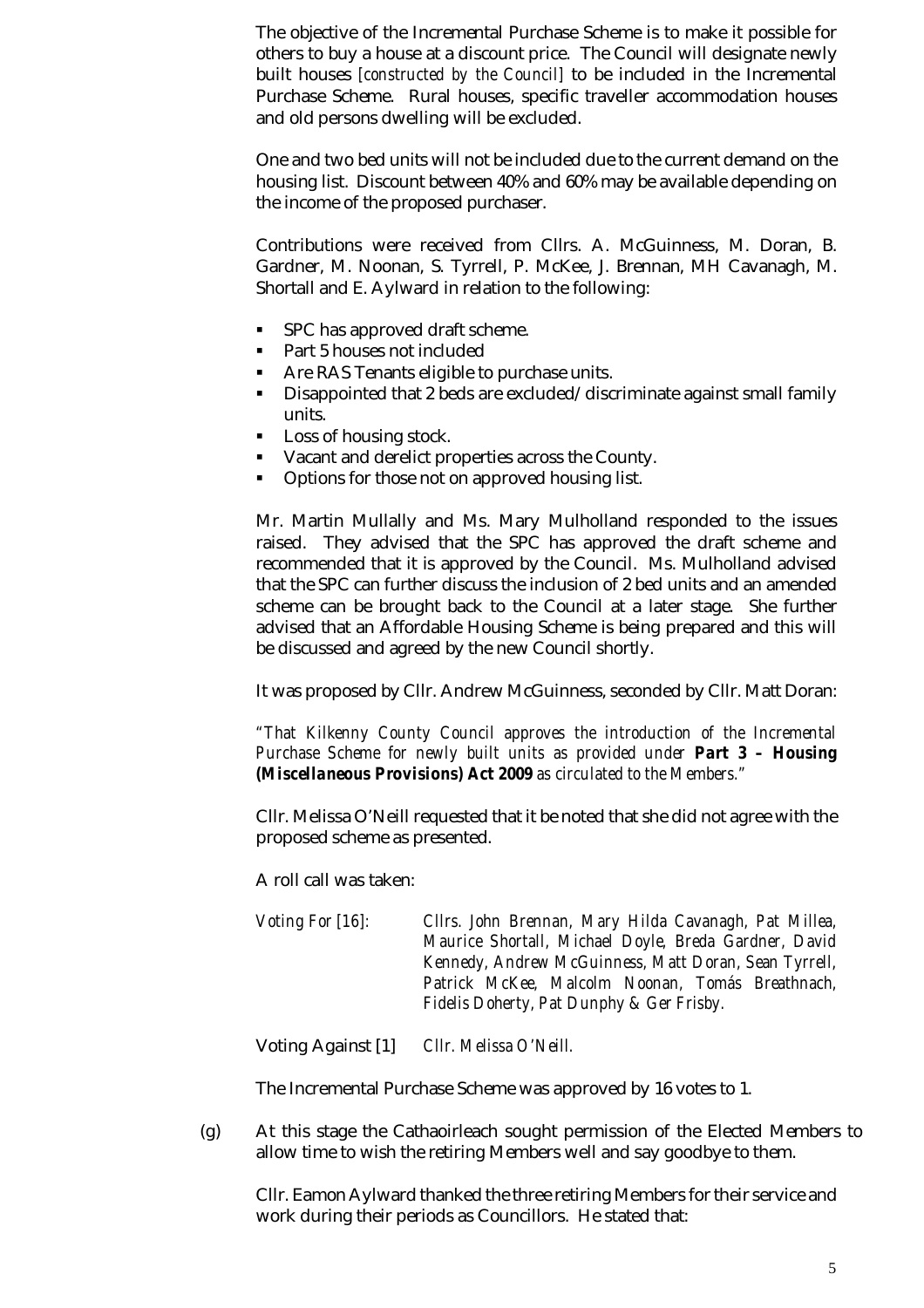The objective of the Incremental Purchase Scheme is to make it possible for others to buy a house at a discount price. The Council will designate newly built houses *[constructed by the Council]* to be included in the Incremental Purchase Scheme. Rural houses, specific traveller accommodation houses and old persons dwelling will be excluded.

One and two bed units will not be included due to the current demand on the housing list. Discount between 40% and 60% may be available depending on the income of the proposed purchaser.

Contributions were received from Cllrs. A. McGuinness, M. Doran, B. Gardner, M. Noonan, S. Tyrrell, P. McKee, J. Brennan, MH Cavanagh, M. Shortall and E. Aylward in relation to the following:

- SPC has approved draft scheme.
- Part 5 houses not included
- Are RAS Tenants eligible to purchase units.
- Disappointed that 2 beds are excluded/ discriminate against small family units.
- Loss of housing stock.
- Vacant and derelict properties across the County.
- Options for those not on approved housing list.

Mr. Martin Mullally and Ms. Mary Mulholland responded to the issues raised. They advised that the SPC has approved the draft scheme and recommended that it is approved by the Council. Ms. Mulholland advised that the SPC can further discuss the inclusion of 2 bed units and an amended scheme can be brought back to the Council at a later stage. She further advised that an Affordable Housing Scheme is being prepared and this will be discussed and agreed by the new Council shortly.

It was proposed by Cllr. Andrew McGuinness, seconded by Cllr. Matt Doran:

*"That Kilkenny County Council approves the introduction of the Incremental Purchase Scheme for newly built units as provided under* ***Part 3 – Housing (Miscellaneous Provisions) Act 2009*** *as circulated to the Members."*

Cllr. Melissa O'Neill requested that it be noted that she did not agree with the proposed scheme as presented.

A roll call was taken:

*Voting For [16]:* *Cllrs. John Brennan, Mary Hilda Cavanagh, Pat Millea, Maurice Shortall, Michael Doyle, Breda Gardner, David Kennedy, Andrew McGuinness, Matt Doran, Sean Tyrrell, Patrick McKee, Malcolm Noonan, Tomás Breathnach, Fidelis Doherty, Pat Dunphy & Ger Frisby.*

Voting Against [1] *Cllr. Melissa O'Neill.*

The Incremental Purchase Scheme was approved by 16 votes to 1.

(g) At this stage the Cathaoirleach sought permission of the Elected Members to allow time to wish the retiring Members well and say goodbye to them.

Cllr. Eamon Aylward thanked the three retiring Members for their service and work during their periods as Councillors. He stated that: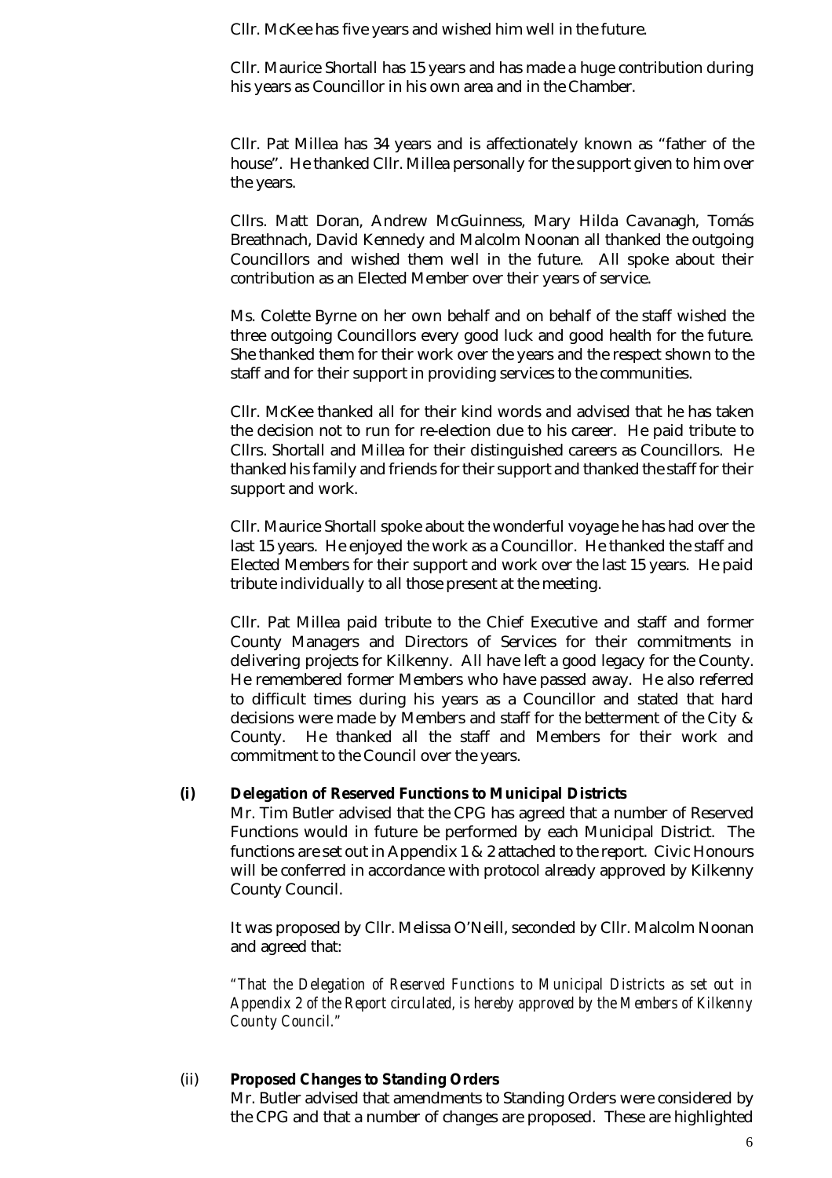Cllr. McKee has five years and wished him well in the future.

Cllr. Maurice Shortall has 15 years and has made a huge contribution during his years as Councillor in his own area and in the Chamber.

Cllr. Pat Millea has 34 years and is affectionately known as "father of the house". He thanked Cllr. Millea personally for the support given to him over the years.

Cllrs. Matt Doran, Andrew McGuinness, Mary Hilda Cavanagh, Tomás Breathnach, David Kennedy and Malcolm Noonan all thanked the outgoing Councillors and wished them well in the future. All spoke about their contribution as an Elected Member over their years of service.

Ms. Colette Byrne on her own behalf and on behalf of the staff wished the three outgoing Councillors every good luck and good health for the future. She thanked them for their work over the years and the respect shown to the staff and for their support in providing services to the communities.

Cllr. McKee thanked all for their kind words and advised that he has taken the decision not to run for re-election due to his career. He paid tribute to Cllrs. Shortall and Millea for their distinguished careers as Councillors. He thanked his family and friends for their support and thanked the staff for their support and work.

Cllr. Maurice Shortall spoke about the wonderful voyage he has had over the last 15 years. He enjoyed the work as a Councillor. He thanked the staff and Elected Members for their support and work over the last 15 years. He paid tribute individually to all those present at the meeting.

Cllr. Pat Millea paid tribute to the Chief Executive and staff and former County Managers and Directors of Services for their commitments in delivering projects for Kilkenny. All have left a good legacy for the County. He remembered former Members who have passed away. He also referred to difficult times during his years as a Councillor and stated that hard decisions were made by Members and staff for the betterment of the City & County. He thanked all the staff and Members for their work and commitment to the Council over the years.

**(i) Delegation of Reserved Functions to Municipal Districts**

Mr. Tim Butler advised that the CPG has agreed that a number of Reserved Functions would in future be performed by each Municipal District. The functions are set out in Appendix 1 & 2 attached to the report. Civic Honours will be conferred in accordance with protocol already approved by Kilkenny County Council.

It was proposed by Cllr. Melissa O'Neill, seconded by Cllr. Malcolm Noonan and agreed that:

*"That the Delegation of Reserved Functions to Municipal Districts as set out in Appendix 2 of the Report circulated, is hereby approved by the Members of Kilkenny County Council."*

(ii) **Proposed Changes to Standing Orders**

Mr. Butler advised that amendments to Standing Orders were considered by the CPG and that a number of changes are proposed. These are highlighted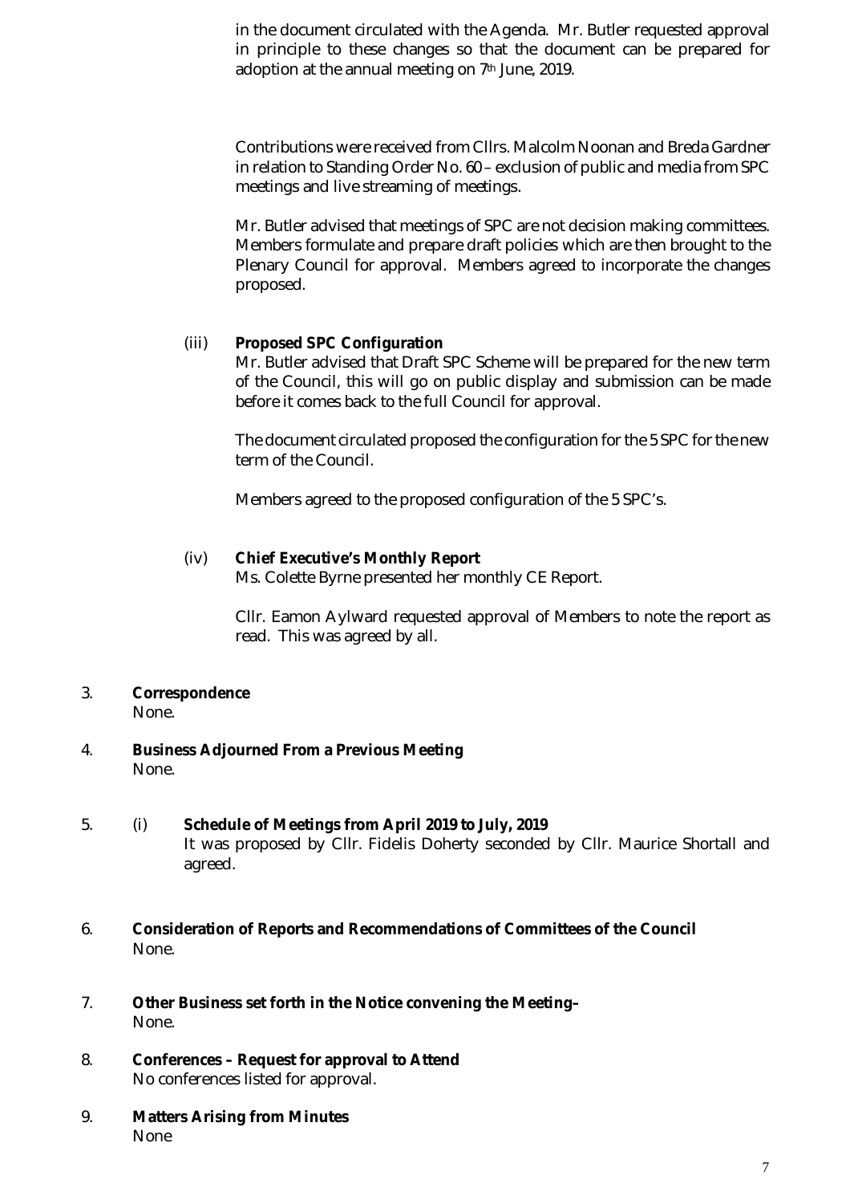in the document circulated with the Agenda. Mr. Butler requested approval in principle to these changes so that the document can be prepared for adoption at the annual meeting on 7th June, 2019.

Contributions were received from Cllrs. Malcolm Noonan and Breda Gardner in relation to Standing Order No. 60 – exclusion of public and media from SPC meetings and live streaming of meetings.

Mr. Butler advised that meetings of SPC are not decision making committees. Members formulate and prepare draft policies which are then brought to the Plenary Council for approval. Members agreed to incorporate the changes proposed.

(iii) **Proposed SPC Configuration**

Mr. Butler advised that Draft SPC Scheme will be prepared for the new term of the Council, this will go on public display and submission can be made before it comes back to the full Council for approval.

The document circulated proposed the configuration for the 5 SPC for the new term of the Council.

Members agreed to the proposed configuration of the 5 SPC's.

(iv) **Chief Executive's Monthly Report**

Ms. Colette Byrne presented her monthly CE Report.

Cllr. Eamon Aylward requested approval of Members to note the report as read. This was agreed by all.

3. **Correspondence**

None.

4. **Business Adjourned From a Previous Meeting**

None.

5. (i) **Schedule of Meetings from April 2019 to July, 2019**

It was proposed by Cllr. Fidelis Doherty seconded by Cllr. Maurice Shortall and agreed.

6. **Consideration of Reports and Recommendations of Committees of the Council**

None.

7. **Other Business set forth in the Notice convening the Meeting–**

None.

8. **Conferences – Request for approval to Attend**

No conferences listed for approval.

9. **Matters Arising from Minutes**

None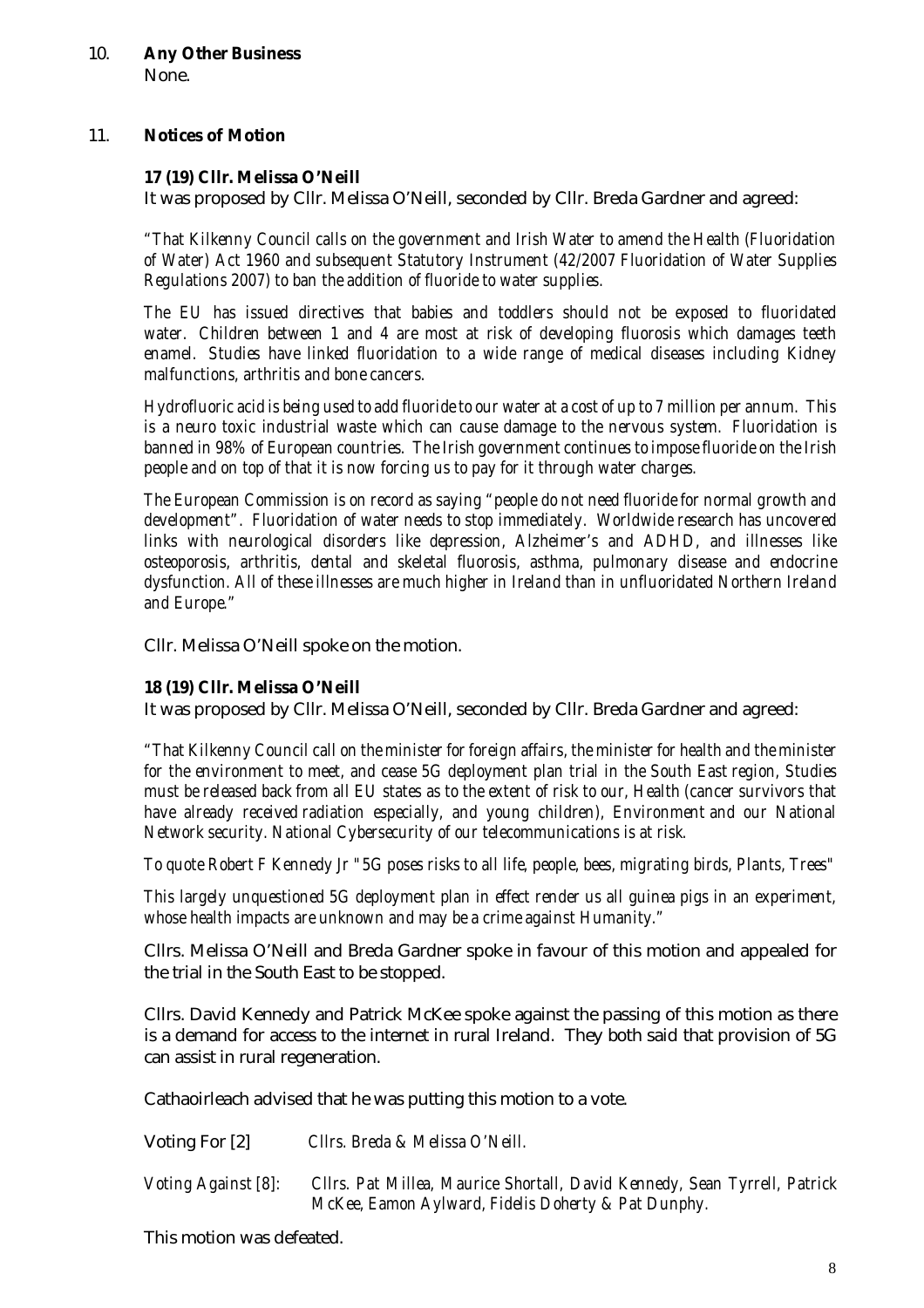## 10. **Any Other Business**

None.

## 11. **Notices of Motion**

### 17 (19) Cllr. Melissa O'Neill

It was proposed by Cllr. Melissa O'Neill, seconded by Cllr. Breda Gardner and agreed:

*"That Kilkenny Council calls on the government and Irish Water to amend the Health (Fluoridation of Water) Act 1960 and subsequent Statutory Instrument (42/2007 Fluoridation of Water Supplies Regulations 2007) to ban the addition of fluoride to water supplies.*

*The EU has issued directives that babies and toddlers should not be exposed to fluoridated water. Children between 1 and 4 are most at risk of developing fluorosis which damages teeth enamel. Studies have linked fluoridation to a wide range of medical diseases including Kidney malfunctions, arthritis and bone cancers.*

*Hydrofluoric acid is being used to add fluoride to our water at a cost of up to 7 million per annum. This is a neuro toxic industrial waste which can cause damage to the nervous system. Fluoridation is banned in 98% of European countries. The Irish government continues to impose fluoride on the Irish people and on top of that it is now forcing us to pay for it through water charges.*

*The European Commission is on record as saying "people do not need fluoride for normal growth and development". Fluoridation of water needs to stop immediately. Worldwide research has uncovered links with neurological disorders like depression, Alzheimer's and ADHD, and illnesses like osteoporosis, arthritis, dental and skeletal fluorosis, asthma, pulmonary disease and endocrine dysfunction. All of these illnesses are much higher in Ireland than in unfluoridated Northern Ireland and Europe."*

Cllr. Melissa O'Neill spoke on the motion.

### 18 (19) Cllr. Melissa O'Neill

It was proposed by Cllr. Melissa O'Neill, seconded by Cllr. Breda Gardner and agreed:

*"That Kilkenny Council call on the minister for foreign affairs, the minister for health and the minister for the environment to meet, and cease 5G deployment plan trial in the South East region, Studies must be released back from all EU states as to the extent of risk to our, Health (cancer survivors that have already received radiation especially, and young children), Environment and our National Network security. National Cybersecurity of our telecommunications is at risk.*

*To quote Robert F Kennedy Jr "5G poses risks to all life, people, bees, migrating birds, Plants, Trees"*

*This largely unquestioned 5G deployment plan in effect render us all guinea pigs in an experiment, whose health impacts are unknown and may be a crime against Humanity."*

Cllrs. Melissa O'Neill and Breda Gardner spoke in favour of this motion and appealed for the trial in the South East to be stopped.

Cllrs. David Kennedy and Patrick McKee spoke against the passing of this motion as there is a demand for access to the internet in rural Ireland. They both said that provision of 5G can assist in rural regeneration.

Cathaoirleach advised that he was putting this motion to a vote.

Voting For [2]: *Cllrs. Breda & Melissa O'Neill.*

*Voting Against [8]: Cllrs. Pat Millea, Maurice Shortall, David Kennedy, Sean Tyrrell, Patrick McKee, Eamon Aylward, Fidelis Doherty & Pat Dunphy.*

This motion was defeated.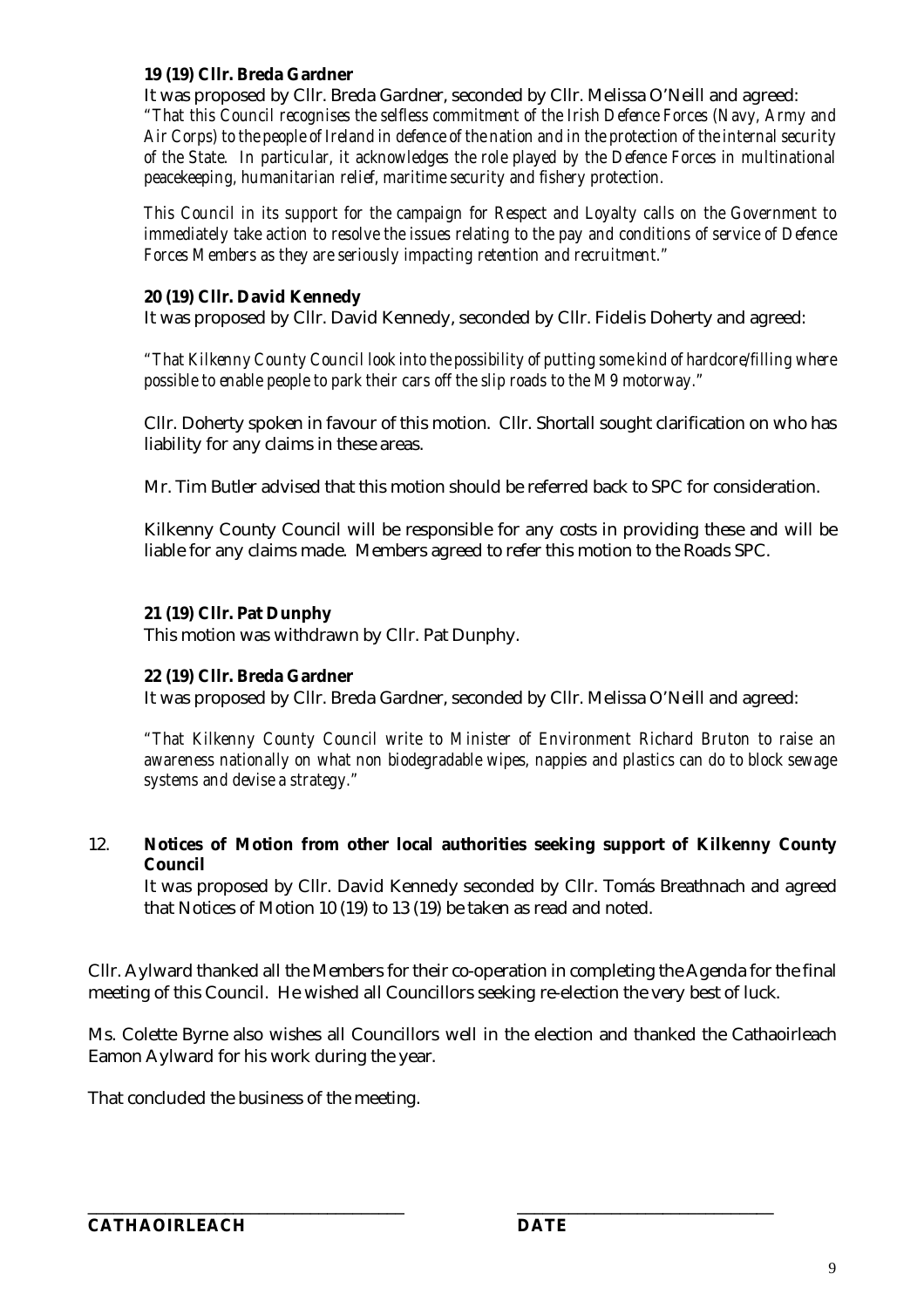**19 (19) Cllr. Breda Gardner**

It was proposed by Cllr. Breda Gardner, seconded by Cllr. Melissa O'Neill and agreed:

*"That this Council recognises the selfless commitment of the Irish Defence Forces (Navy, Army and Air Corps) to the people of Ireland in defence of the nation and in the protection of the internal security of the State. In particular, it acknowledges the role played by the Defence Forces in multinational peacekeeping, humanitarian relief, maritime security and fishery protection.*

*This Council in its support for the campaign for Respect and Loyalty calls on the Government to immediately take action to resolve the issues relating to the pay and conditions of service of Defence Forces Members as they are seriously impacting retention and recruitment."*

**20 (19) Cllr. David Kennedy**

It was proposed by Cllr. David Kennedy, seconded by Cllr. Fidelis Doherty and agreed:

*"That Kilkenny County Council look into the possibility of putting some kind of hardcore/filling where possible to enable people to park their cars off the slip roads to the M9 motorway."*

Cllr. Doherty spoken in favour of this motion. Cllr. Shortall sought clarification on who has liability for any claims in these areas.

Mr. Tim Butler advised that this motion should be referred back to SPC for consideration.

Kilkenny County Council will be responsible for any costs in providing these and will be liable for any claims made. Members agreed to refer this motion to the Roads SPC.

**21 (19) Cllr. Pat Dunphy**

This motion was withdrawn by Cllr. Pat Dunphy.

**22 (19) Cllr. Breda Gardner**

It was proposed by Cllr. Breda Gardner, seconded by Cllr. Melissa O'Neill and agreed:

*"That Kilkenny County Council write to Minister of Environment Richard Bruton to raise an awareness nationally on what non biodegradable wipes, nappies and plastics can do to block sewage systems and devise a strategy."*

12. **Notices of Motion from other local authorities seeking support of Kilkenny County Council**

It was proposed by Cllr. David Kennedy seconded by Cllr. Tomás Breathnach and agreed that Notices of Motion 10 (19) to 13 (19) be taken as read and noted.

Cllr. Aylward thanked all the Members for their co-operation in completing the Agenda for the final meeting of this Council. He wished all Councillors seeking re-election the very best of luck.

Ms. Colette Byrne also wishes all Councillors well in the election and thanked the Cathaoirleach Eamon Aylward for his work during the year.

That concluded the business of the meeting.

\_\_\_\_\_\_\_\_\_\_\_\_\_\_\_\_\_\_\_\_\_\_\_\_\_\_\_\_\_\_\_\_ \_\_\_\_\_\_\_\_\_\_\_\_\_\_\_\_\_\_\_\_\_\_\_\_\_\_

**CATHAOIRLEACH** **DATE**